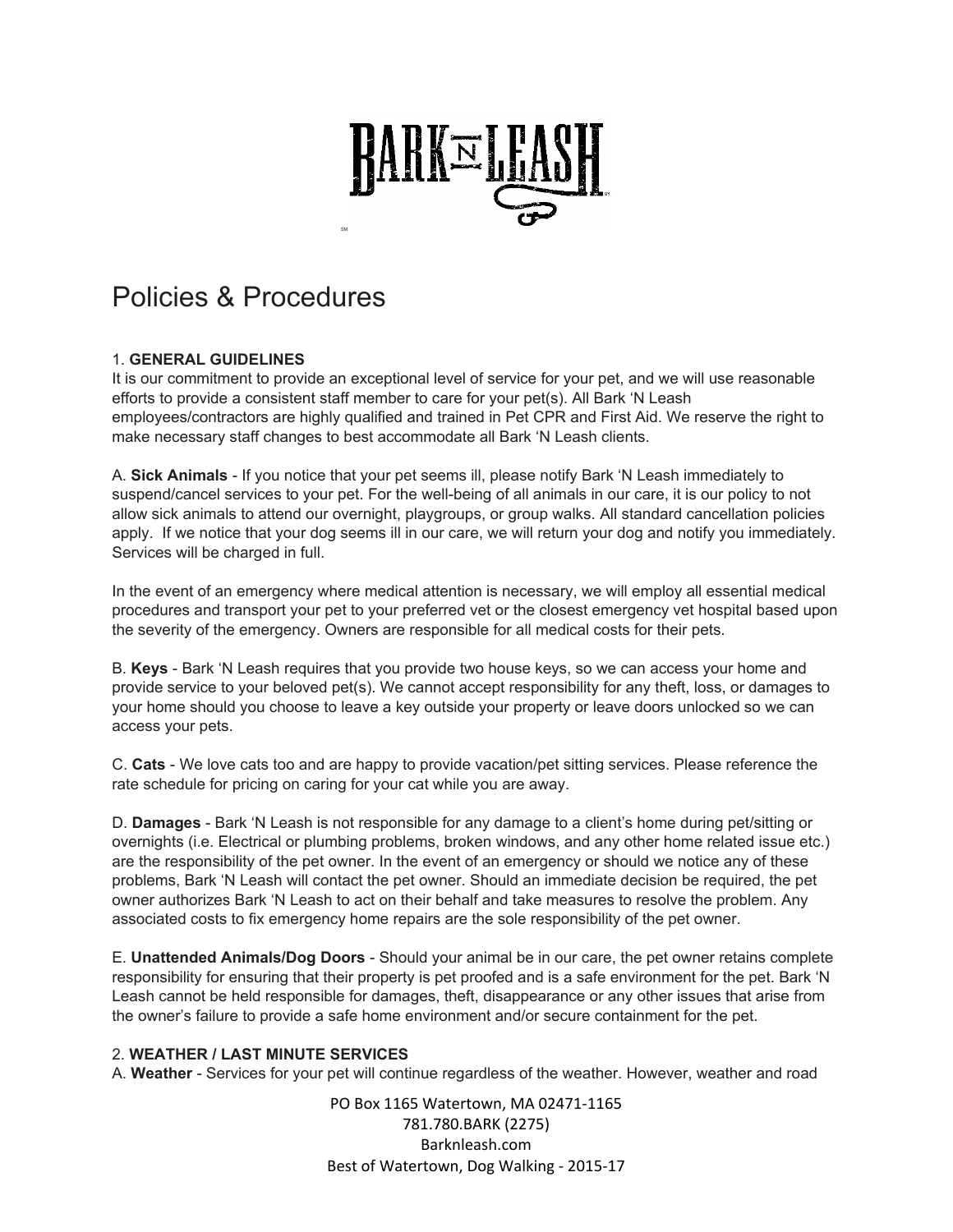# Policies & Procedures

1. **GENERAL GUIDELINES**

It is our commitment to provide an exceptional level of service for your pet, and we will use reasonable efforts to provide a consistent staff member to care for your pet(s). All Bark 'N Leash employees/contractors are highly qualified and trained in Pet CPR and First Aid. We reserve the right to make necessary staff changes to best accommodate all Bark 'N Leash clients.

A. **Sick Animals** - If you notice that your pet seems ill, please notify Bark 'N Leash immediately to suspend/cancel services to your pet. For the well-being of all animals in our care, it is our policy to not allow sick animals to attend our overnight, playgroups, or group walks. All standard cancellation policies apply. If we notice that your dog seems ill in our care, we will return your dog and notify you immediately. Services will be charged in full.

In the event of an emergency where medical attention is necessary, we will employ all essential medical procedures and transport your pet to your preferred vet or the closest emergency vet hospital based upon the severity of the emergency. Owners are responsible for all medical costs for their pets.

B. **Keys** - Bark 'N Leash requires that you provide two house keys, so we can access your home and provide service to your beloved pet(s). We cannot accept responsibility for any theft, loss, or damages to your home should you choose to leave a key outside your property or leave doors unlocked so we can access your pets.

C. **Cats** - We love cats too and are happy to provide vacation/pet sitting services. Please reference the rate schedule for pricing on caring for your cat while you are away.

D. **Damages** - Bark 'N Leash is not responsible for any damage to a client's home during pet/sitting or overnights (i.e. Electrical or plumbing problems, broken windows, and any other home related issue etc.) are the responsibility of the pet owner. In the event of an emergency or should we notice any of these problems, Bark 'N Leash will contact the pet owner. Should an immediate decision be required, the pet owner authorizes Bark 'N Leash to act on their behalf and take measures to resolve the problem. Any associated costs to fix emergency home repairs are the sole responsibility of the pet owner.

E. **Unattended Animals/Dog Doors** - Should your animal be in our care, the pet owner retains complete responsibility for ensuring that their property is pet proofed and is a safe environment for the pet. Bark 'N Leash cannot be held responsible for damages, theft, disappearance or any other issues that arise from the owner's failure to provide a safe home environment and/or secure containment for the pet.

2. **WEATHER / LAST MINUTE SERVICES**

A. **Weather** - Services for your pet will continue regardless of the weather. However, weather and road

PO Box 1165 Watertown, MA 02471-1165
781.780.BARK (2275)
Barknleash.com
Best of Watertown, Dog Walking - 2015-17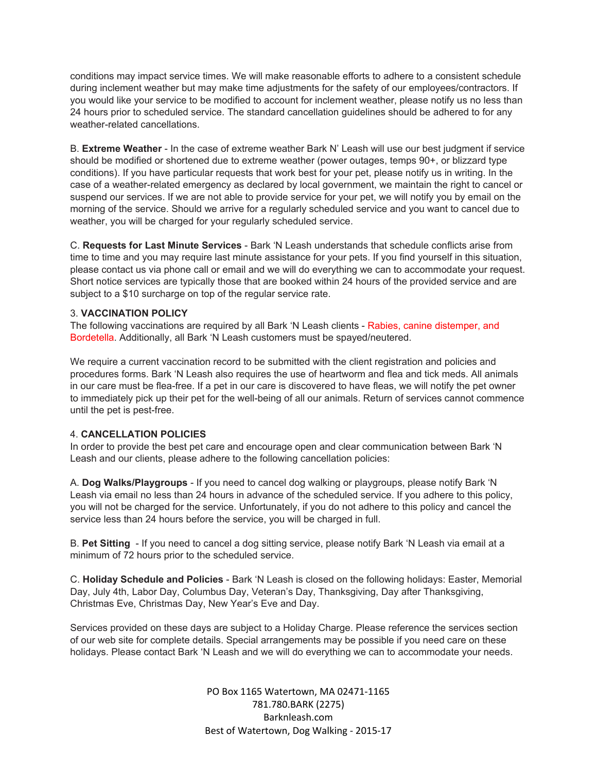conditions may impact service times. We will make reasonable efforts to adhere to a consistent schedule during inclement weather but may make time adjustments for the safety of our employees/contractors. If you would like your service to be modified to account for inclement weather, please notify us no less than 24 hours prior to scheduled service. The standard cancellation guidelines should be adhered to for any weather-related cancellations.

B. **Extreme Weather** - In the case of extreme weather Bark N' Leash will use our best judgment if service should be modified or shortened due to extreme weather (power outages, temps 90+, or blizzard type conditions). If you have particular requests that work best for your pet, please notify us in writing. In the case of a weather-related emergency as declared by local government, we maintain the right to cancel or suspend our services. If we are not able to provide service for your pet, we will notify you by email on the morning of the service. Should we arrive for a regularly scheduled service and you want to cancel due to weather, you will be charged for your regularly scheduled service.

C. **Requests for Last Minute Services** - Bark 'N Leash understands that schedule conflicts arise from time to time and you may require last minute assistance for your pets. If you find yourself in this situation, please contact us via phone call or email and we will do everything we can to accommodate your request. Short notice services are typically those that are booked within 24 hours of the provided service and are subject to a $10 surcharge on top of the regular service rate.

3. **VACCINATION POLICY**

The following vaccinations are required by all Bark 'N Leash clients - Rabies, canine distemper, and Bordetella. Additionally, all Bark 'N Leash customers must be spayed/neutered.

We require a current vaccination record to be submitted with the client registration and policies and procedures forms. Bark 'N Leash also requires the use of heartworm and flea and tick meds. All animals in our care must be flea-free. If a pet in our care is discovered to have fleas, we will notify the pet owner to immediately pick up their pet for the well-being of all our animals. Return of services cannot commence until the pet is pest-free.

4. **CANCELLATION POLICIES**

In order to provide the best pet care and encourage open and clear communication between Bark 'N Leash and our clients, please adhere to the following cancellation policies:

A. **Dog Walks/Playgroups** - If you need to cancel dog walking or playgroups, please notify Bark 'N Leash via email no less than 24 hours in advance of the scheduled service. If you adhere to this policy, you will not be charged for the service. Unfortunately, if you do not adhere to this policy and cancel the service less than 24 hours before the service, you will be charged in full.

B. **Pet Sitting** - If you need to cancel a dog sitting service, please notify Bark 'N Leash via email at a minimum of 72 hours prior to the scheduled service.

C. **Holiday Schedule and Policies** - Bark 'N Leash is closed on the following holidays: Easter, Memorial Day, July 4th, Labor Day, Columbus Day, Veteran's Day, Thanksgiving, Day after Thanksgiving, Christmas Eve, Christmas Day, New Year's Eve and Day.

Services provided on these days are subject to a Holiday Charge. Please reference the services section of our web site for complete details. Special arrangements may be possible if you need care on these holidays. Please contact Bark 'N Leash and we will do everything we can to accommodate your needs.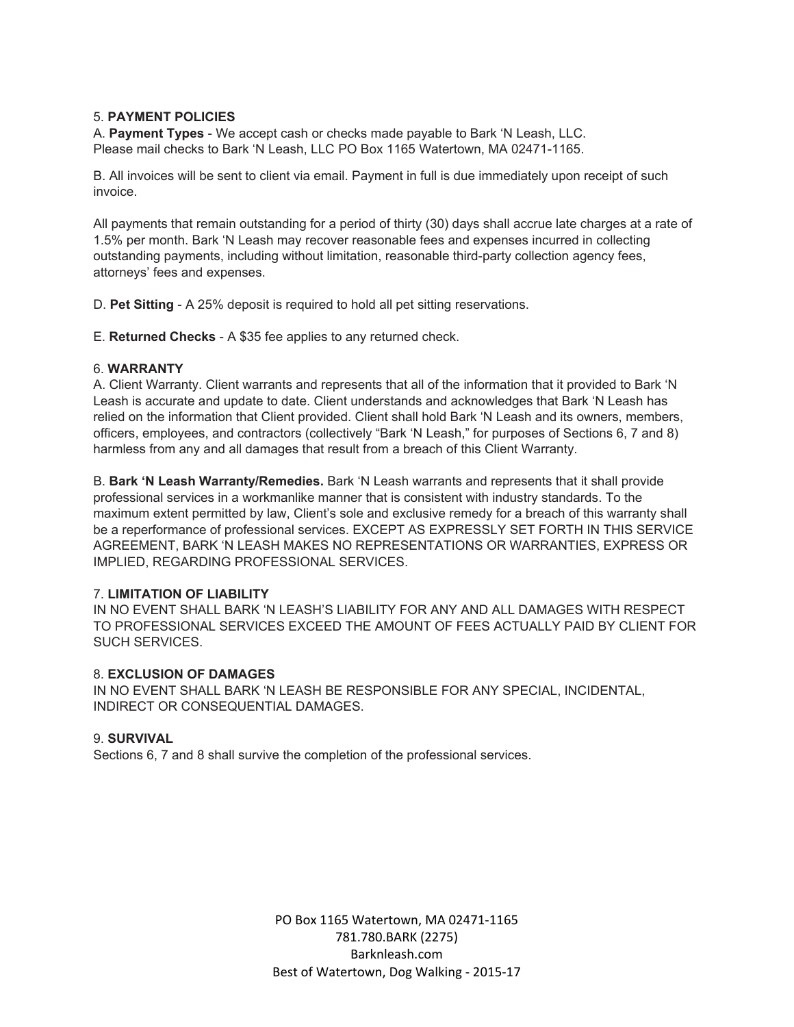5. **PAYMENT POLICIES**

A. **Payment Types** - We accept cash or checks made payable to Bark 'N Leash, LLC. Please mail checks to Bark 'N Leash, LLC PO Box 1165 Watertown, MA 02471-1165.

B. All invoices will be sent to client via email. Payment in full is due immediately upon receipt of such invoice.

All payments that remain outstanding for a period of thirty (30) days shall accrue late charges at a rate of 1.5% per month. Bark 'N Leash may recover reasonable fees and expenses incurred in collecting outstanding payments, including without limitation, reasonable third-party collection agency fees, attorneys' fees and expenses.

D. **Pet Sitting** - A 25% deposit is required to hold all pet sitting reservations.

E. **Returned Checks** - A $35 fee applies to any returned check.

6. **WARRANTY**

A. Client Warranty. Client warrants and represents that all of the information that it provided to Bark 'N Leash is accurate and update to date. Client understands and acknowledges that Bark 'N Leash has relied on the information that Client provided. Client shall hold Bark 'N Leash and its owners, members, officers, employees, and contractors (collectively "Bark 'N Leash," for purposes of Sections 6, 7 and 8) harmless from any and all damages that result from a breach of this Client Warranty.

B. **Bark 'N Leash Warranty/Remedies.** Bark 'N Leash warrants and represents that it shall provide professional services in a workmanlike manner that is consistent with industry standards. To the maximum extent permitted by law, Client's sole and exclusive remedy for a breach of this warranty shall be a reperformance of professional services. EXCEPT AS EXPRESSLY SET FORTH IN THIS SERVICE AGREEMENT, BARK 'N LEASH MAKES NO REPRESENTATIONS OR WARRANTIES, EXPRESS OR IMPLIED, REGARDING PROFESSIONAL SERVICES.

7. **LIMITATION OF LIABILITY**

IN NO EVENT SHALL BARK 'N LEASH'S LIABILITY FOR ANY AND ALL DAMAGES WITH RESPECT TO PROFESSIONAL SERVICES EXCEED THE AMOUNT OF FEES ACTUALLY PAID BY CLIENT FOR SUCH SERVICES.

8. **EXCLUSION OF DAMAGES**

IN NO EVENT SHALL BARK 'N LEASH BE RESPONSIBLE FOR ANY SPECIAL, INCIDENTAL, INDIRECT OR CONSEQUENTIAL DAMAGES.

9. **SURVIVAL**

Sections 6, 7 and 8 shall survive the completion of the professional services.